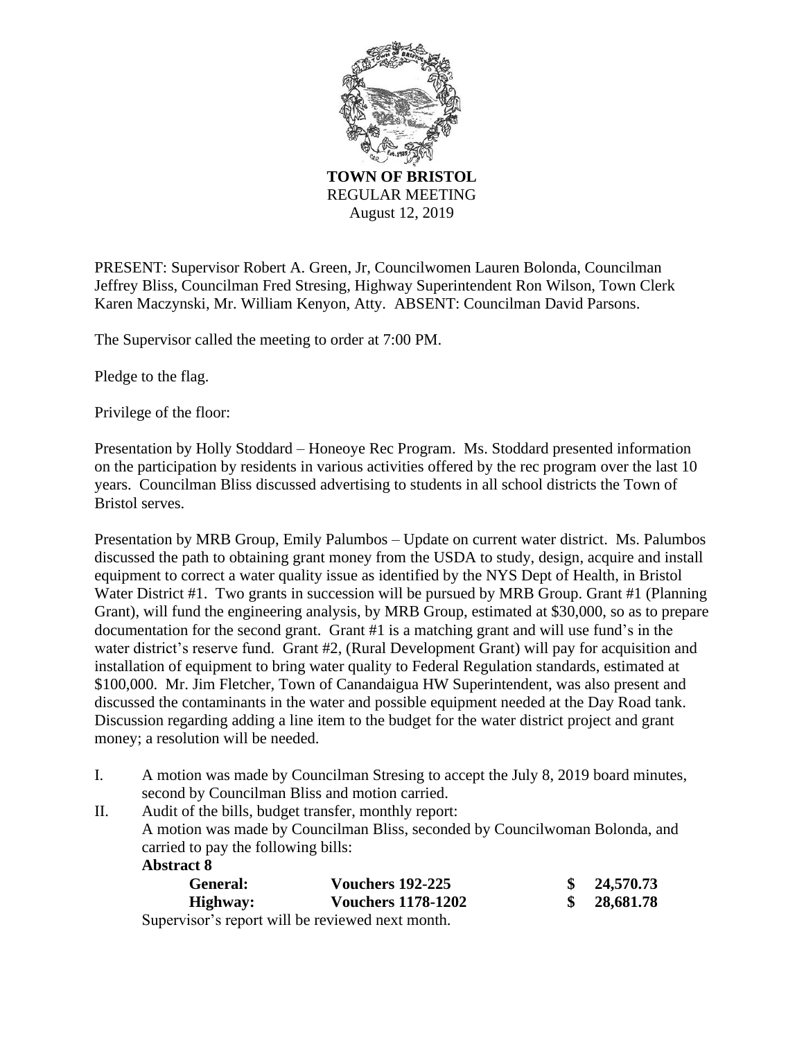**TOWN OF BRISTOL**
REGULAR MEETING
August 12, 2019

PRESENT: Supervisor Robert A. Green, Jr, Councilwomen Lauren Bolonda, Councilman Jeffrey Bliss, Councilman Fred Stresing, Highway Superintendent Ron Wilson, Town Clerk Karen Maczynski, Mr. William Kenyon, Atty. ABSENT: Councilman David Parsons.

The Supervisor called the meeting to order at 7:00 PM.

Pledge to the flag.

Privilege of the floor:

Presentation by Holly Stoddard – Honeoye Rec Program. Ms. Stoddard presented information on the participation by residents in various activities offered by the rec program over the last 10 years. Councilman Bliss discussed advertising to students in all school districts the Town of Bristol serves.

Presentation by MRB Group, Emily Palumbos – Update on current water district. Ms. Palumbos discussed the path to obtaining grant money from the USDA to study, design, acquire and install equipment to correct a water quality issue as identified by the NYS Dept of Health, in Bristol Water District #1. Two grants in succession will be pursued by MRB Group. Grant #1 (Planning Grant), will fund the engineering analysis, by MRB Group, estimated at $30,000, so as to prepare documentation for the second grant. Grant #1 is a matching grant and will use fund's in the water district's reserve fund. Grant #2, (Rural Development Grant) will pay for acquisition and installation of equipment to bring water quality to Federal Regulation standards, estimated at $100,000. Mr. Jim Fletcher, Town of Canandaigua HW Superintendent, was also present and discussed the contaminants in the water and possible equipment needed at the Day Road tank. Discussion regarding adding a line item to the budget for the water district project and grant money; a resolution will be needed.

I. A motion was made by Councilman Stresing to accept the July 8, 2019 board minutes, second by Councilman Bliss and motion carried.

II. Audit of the bills, budget transfer, monthly report:
A motion was made by Councilman Bliss, seconded by Councilwoman Bolonda, and carried to pay the following bills:

**Abstract 8**

| | | |
|---|---|---|
| **General:** | **Vouchers 192-225** | **$ 24,570.73** |
| **Highway:** | **Vouchers 1178-1202** | **$ 28,681.78** |

Supervisor's report will be reviewed next month.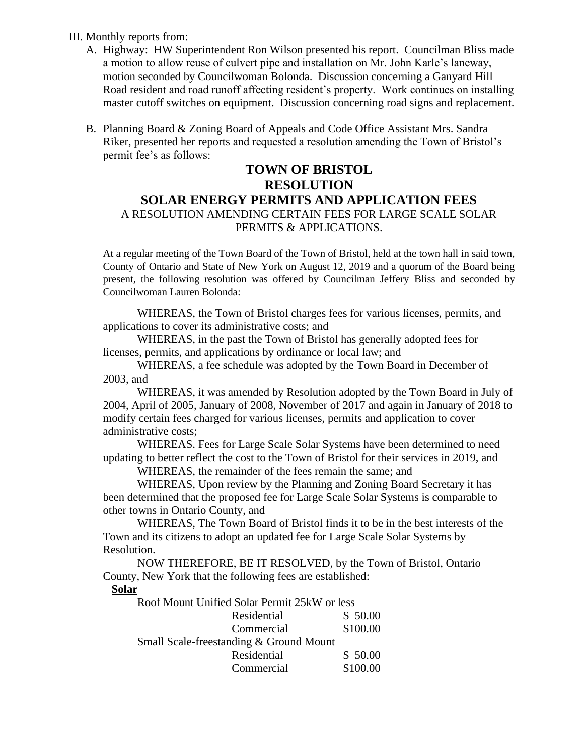III. Monthly reports from:

A. Highway: HW Superintendent Ron Wilson presented his report. Councilman Bliss made a motion to allow reuse of culvert pipe and installation on Mr. John Karle's laneway, motion seconded by Councilwoman Bolonda. Discussion concerning a Ganyard Hill Road resident and road runoff affecting resident's property. Work continues on installing master cutoff switches on equipment. Discussion concerning road signs and replacement.

B. Planning Board & Zoning Board of Appeals and Code Office Assistant Mrs. Sandra Riker, presented her reports and requested a resolution amending the Town of Bristol's permit fee's as follows:

# TOWN OF BRISTOL
# RESOLUTION
## SOLAR ENERGY PERMITS AND APPLICATION FEES

A RESOLUTION AMENDING CERTAIN FEES FOR LARGE SCALE SOLAR PERMITS & APPLICATIONS.

At a regular meeting of the Town Board of the Town of Bristol, held at the town hall in said town, County of Ontario and State of New York on August 12, 2019 and a quorum of the Board being present, the following resolution was offered by Councilman Jeffery Bliss and seconded by Councilwoman Lauren Bolonda:

WHEREAS, the Town of Bristol charges fees for various licenses, permits, and applications to cover its administrative costs; and

WHEREAS, in the past the Town of Bristol has generally adopted fees for licenses, permits, and applications by ordinance or local law; and

WHEREAS, a fee schedule was adopted by the Town Board in December of 2003, and

WHEREAS, it was amended by Resolution adopted by the Town Board in July of 2004, April of 2005, January of 2008, November of 2017 and again in January of 2018 to modify certain fees charged for various licenses, permits and application to cover administrative costs;

WHEREAS. Fees for Large Scale Solar Systems have been determined to need updating to better reflect the cost to the Town of Bristol for their services in 2019, and

WHEREAS, the remainder of the fees remain the same; and

WHEREAS, Upon review by the Planning and Zoning Board Secretary it has been determined that the proposed fee for Large Scale Solar Systems is comparable to other towns in Ontario County, and

WHEREAS, The Town Board of Bristol finds it to be in the best interests of the Town and its citizens to adopt an updated fee for Large Scale Solar Systems by Resolution.

NOW THEREFORE, BE IT RESOLVED, by the Town of Bristol, Ontario County, New York that the following fees are established:

**Solar**

Roof Mount Unified Solar Permit 25kW or less

| | |
|---|---|
| Residential | $ 50.00 |
| Commercial | $100.00 |

Small Scale-freestanding & Ground Mount

| | |
|---|---|
| Residential | $ 50.00 |
| Commercial | $100.00 |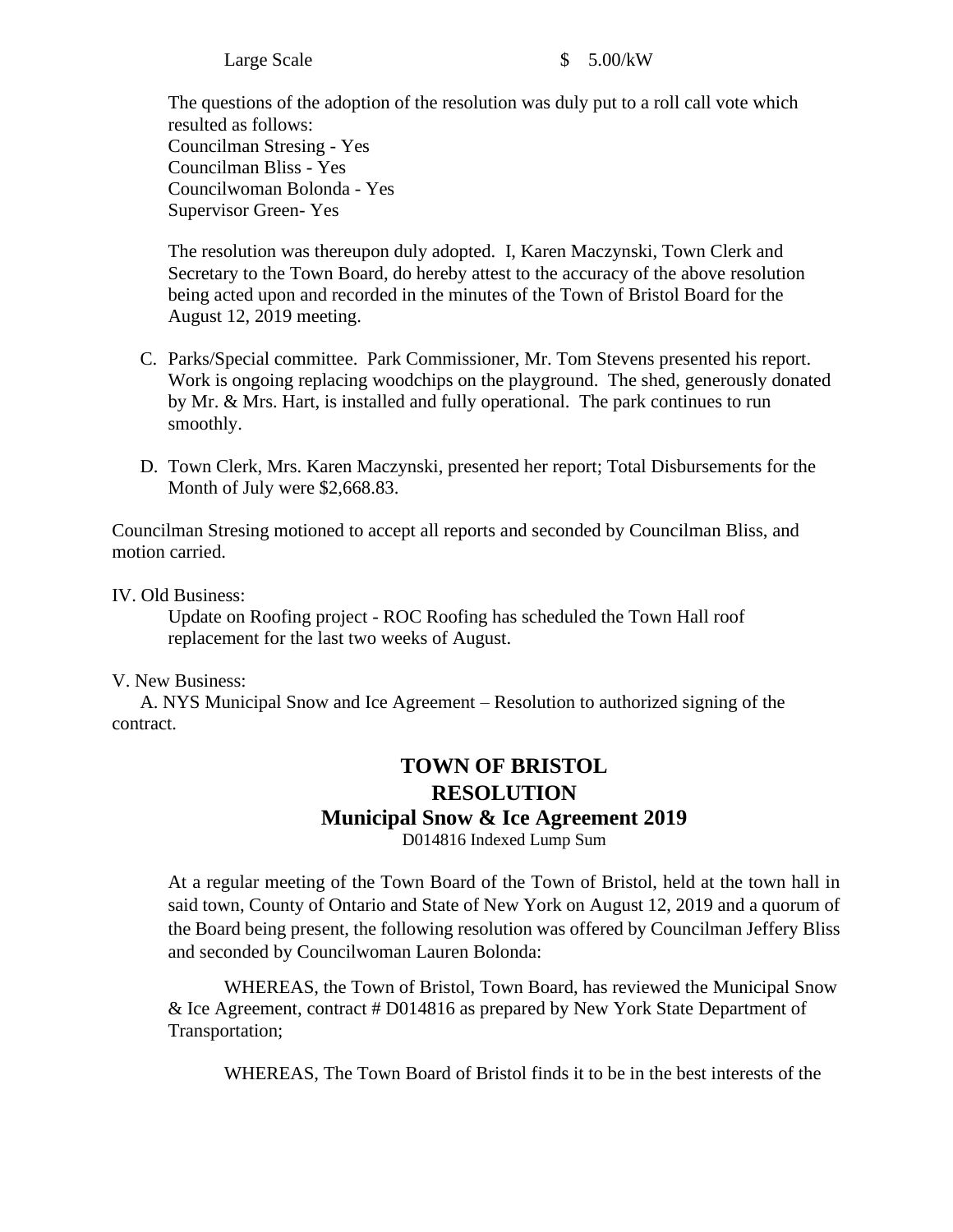Large Scale $ 5.00/kW

The questions of the adoption of the resolution was duly put to a roll call vote which resulted as follows:
Councilman Stresing - Yes
Councilman Bliss - Yes
Councilwoman Bolonda - Yes
Supervisor Green- Yes

The resolution was thereupon duly adopted. I, Karen Maczynski, Town Clerk and Secretary to the Town Board, do hereby attest to the accuracy of the above resolution being acted upon and recorded in the minutes of the Town of Bristol Board for the August 12, 2019 meeting.

C. Parks/Special committee. Park Commissioner, Mr. Tom Stevens presented his report. Work is ongoing replacing woodchips on the playground. The shed, generously donated by Mr. & Mrs. Hart, is installed and fully operational. The park continues to run smoothly.

D. Town Clerk, Mrs. Karen Maczynski, presented her report; Total Disbursements for the Month of July were $2,668.83.

Councilman Stresing motioned to accept all reports and seconded by Councilman Bliss, and motion carried.

IV. Old Business:

Update on Roofing project - ROC Roofing has scheduled the Town Hall roof replacement for the last two weeks of August.

V. New Business:

A. NYS Municipal Snow and Ice Agreement – Resolution to authorized signing of the contract.

## TOWN OF BRISTOL
## RESOLUTION
## Municipal Snow & Ice Agreement 2019

D014816 Indexed Lump Sum

At a regular meeting of the Town Board of the Town of Bristol, held at the town hall in said town, County of Ontario and State of New York on August 12, 2019 and a quorum of the Board being present, the following resolution was offered by Councilman Jeffery Bliss and seconded by Councilwoman Lauren Bolonda:

WHEREAS, the Town of Bristol, Town Board, has reviewed the Municipal Snow & Ice Agreement, contract # D014816 as prepared by New York State Department of Transportation;

WHEREAS, The Town Board of Bristol finds it to be in the best interests of the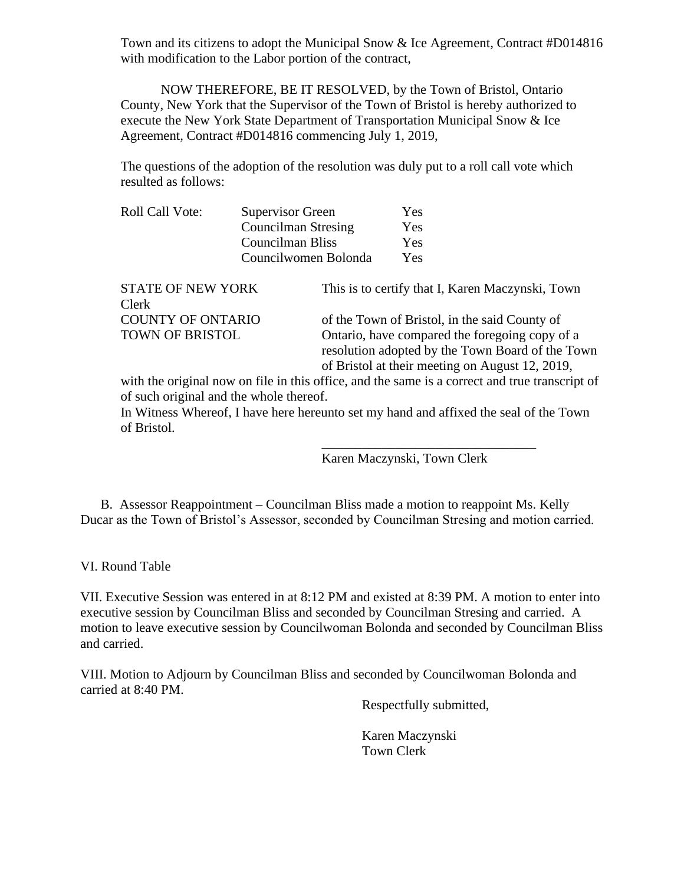Town and its citizens to adopt the Municipal Snow & Ice Agreement, Contract #D014816 with modification to the Labor portion of the contract,

NOW THEREFORE, BE IT RESOLVED, by the Town of Bristol, Ontario County, New York that the Supervisor of the Town of Bristol is hereby authorized to execute the New York State Department of Transportation Municipal Snow & Ice Agreement, Contract #D014816 commencing July 1, 2019,

The questions of the adoption of the resolution was duly put to a roll call vote which resulted as follows:

| | | |
|---|---|---|
| Roll Call Vote: | Supervisor Green | Yes |
| | Councilman Stresing | Yes |
| | Councilman Bliss | Yes |
| | Councilwomen Bolonda | Yes |

STATE OF NEW YORK
COUNTY OF ONTARIO
TOWN OF BRISTOL

This is to certify that I, Karen Maczynski, Town Clerk of the Town of Bristol, in the said County of Ontario, have compared the foregoing copy of a resolution adopted by the Town Board of the Town of Bristol at their meeting on August 12, 2019, with the original now on file in this office, and the same is a correct and true transcript of of such original and the whole thereof.

In Witness Whereof, I have here hereunto set my hand and affixed the seal of the Town of Bristol.

\_\_\_\_\_\_\_\_\_\_\_\_\_\_\_\_\_\_\_\_\_\_\_\_\_\_\_\_\_\_\_\_
Karen Maczynski, Town Clerk

B. Assessor Reappointment – Councilman Bliss made a motion to reappoint Ms. Kelly Ducar as the Town of Bristol's Assessor, seconded by Councilman Stresing and motion carried.

VI. Round Table

VII. Executive Session was entered in at 8:12 PM and existed at 8:39 PM. A motion to enter into executive session by Councilman Bliss and seconded by Councilman Stresing and carried. A motion to leave executive session by Councilwoman Bolonda and seconded by Councilman Bliss and carried.

VIII. Motion to Adjourn by Councilman Bliss and seconded by Councilwoman Bolonda and carried at 8:40 PM.

Respectfully submitted,

Karen Maczynski
Town Clerk